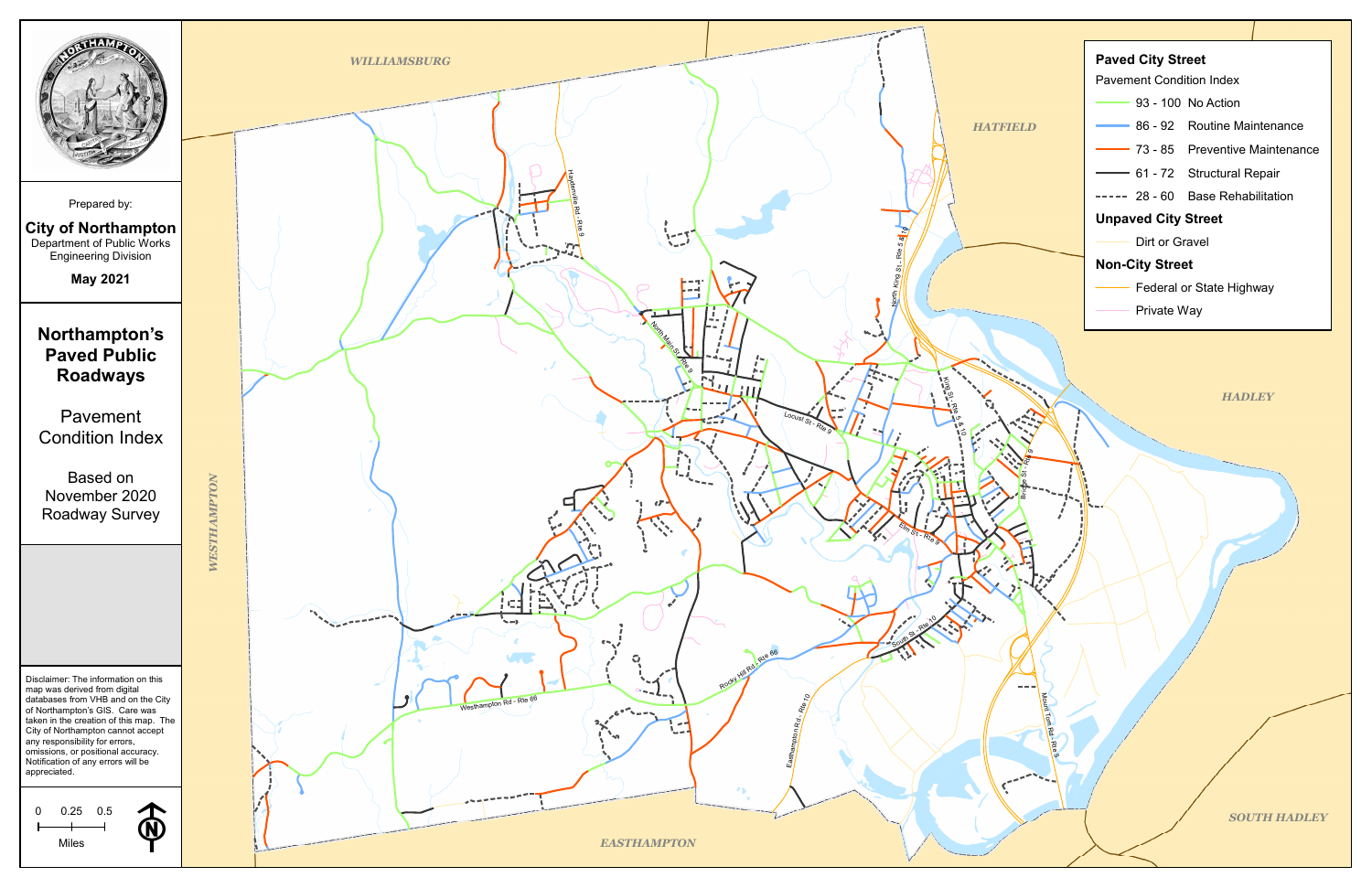# Northampton's Paved Public Roadways

## Pavement Condition Index

Based on November 2020 Roadway Survey

Prepared by:

**City of Northampton**
Department of Public Works
Engineering Division

**May 2021**

**Paved City Street**

Pavement Condition Index

- 93 - 100 No Action
- 86 - 92 Routine Maintenance
- 73 - 85 Preventive Maintenance
- 61 - 72 Structural Repair
- 28 - 60 Base Rehabilitation

**Unpaved City Street**

- Dirt or Gravel

**Non-City Street**

- Federal or State Highway
- Private Way

WILLIAMSBURG

HATFIELD

HADLEY

WESTHAMPTON

EASTHAMPTON

SOUTH HADLEY

Haydenville Rd - Rte 9

North Main St - Rte 9

North King St - Rte 5 & 10

King St - Rte 5 & 10

Locust St - Rte 9

Bridge St - Rte 9

Elm St - Rte 9

South St - Rte 10

Rocky Hill Rd - Rte 66

Westhampton Rd - Rte 66

Easthampton Rd - Rte 10

Mount Tom Rd - Rte 5

Disclaimer: The information on this map was derived from digital databases from VHB and on the City of Northampton's GIS. Care was taken in the creation of this map. The City of Northampton cannot accept any responsibility for errors, omissions, or positional accuracy. Notification of any errors will be appreciated.

0 0.25 0.5

Miles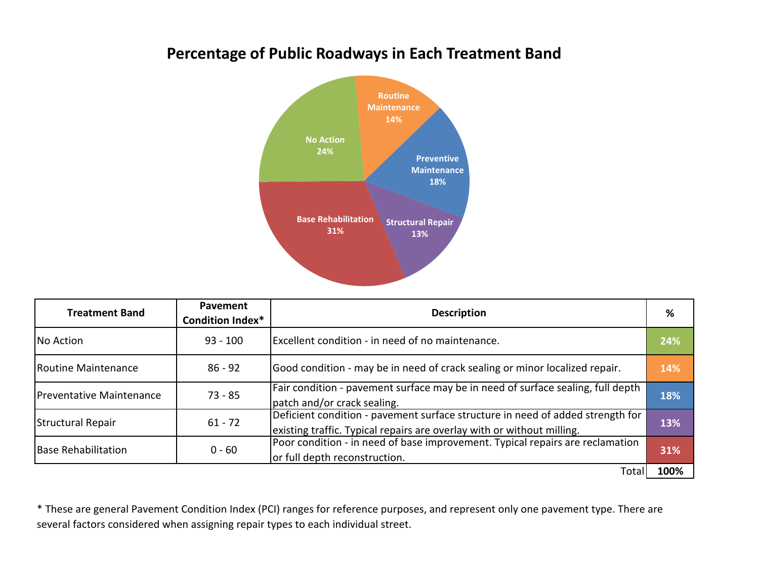## Percentage of Public Roadways in Each Treatment Band

Routine Maintenance 14%

Preventive Maintenance 18%

Structural Repair 13%

Base Rehabilitation 31%

No Action 24%

| Treatment Band | Pavement Condition Index* | Description | % |
|---|---|---|---|
| No Action | 93 - 100 | Excellent condition - in need of no maintenance. | 24% |
| Routine Maintenance | 86 - 92 | Good condition - may be in need of crack sealing or minor localized repair. | 14% |
| Preventative Maintenance | 73 - 85 | Fair condition - pavement surface may be in need of surface sealing, full depth patch and/or crack sealing. | 18% |
| Structural Repair | 61 - 72 | Deficient condition - pavement surface structure in need of added strength for existing traffic. Typical repairs are overlay with or without milling. | 13% |
| Base Rehabilitation | 0 - 60 | Poor condition - in need of base improvement. Typical repairs are reclamation or full depth reconstruction. | 31% |
| | | Total | 100% |

* These are general Pavement Condition Index (PCI) ranges for reference purposes, and represent only one pavement type. There are several factors considered when assigning repair types to each individual street.